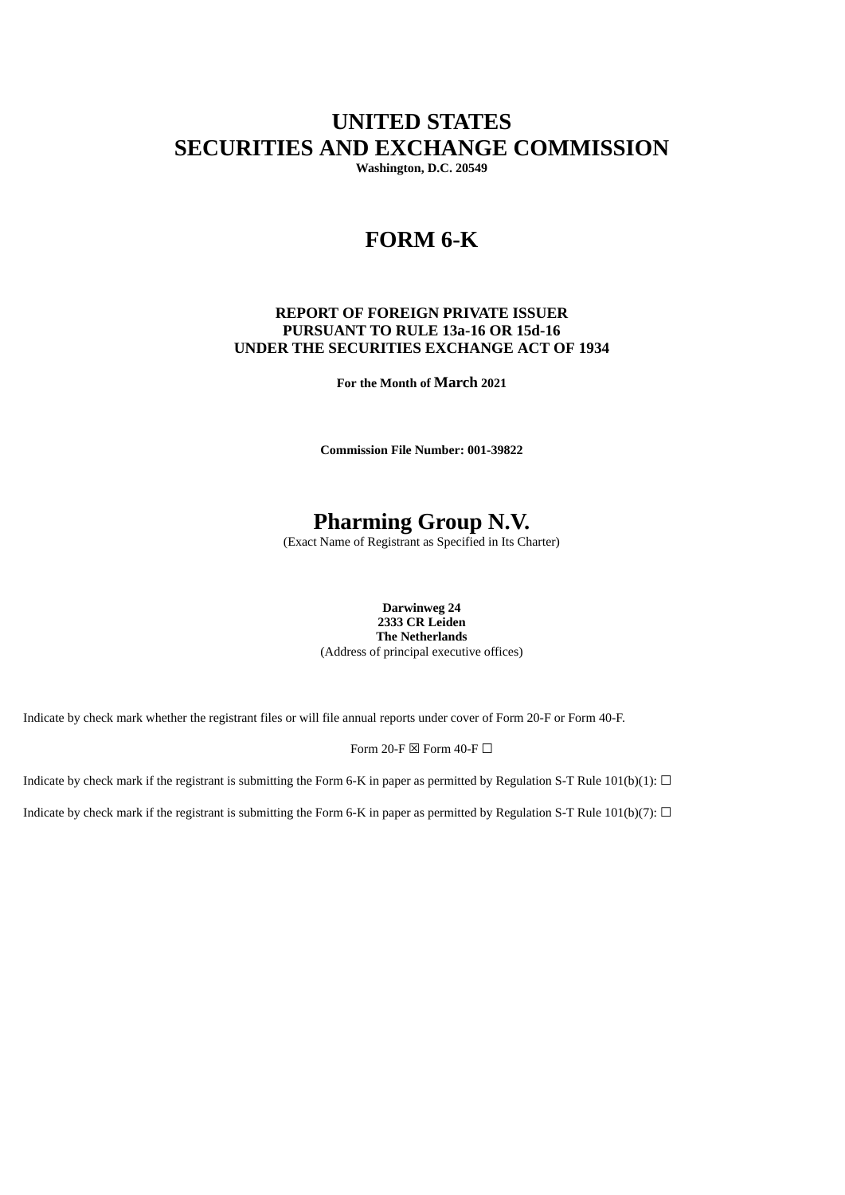# UNITED STATES
# SECURITIES AND EXCHANGE COMMISSION

**Washington, D.C. 20549**

# FORM 6-K

**REPORT OF FOREIGN PRIVATE ISSUER**
**PURSUANT TO RULE 13a-16 OR 15d-16**
**UNDER THE SECURITIES EXCHANGE ACT OF 1934**

**For the Month of March 2021**

**Commission File Number: 001-39822**

# Pharming Group N.V.

(Exact Name of Registrant as Specified in Its Charter)

**Darwinweg 24**
**2333 CR Leiden**
**The Netherlands**
(Address of principal executive offices)

Indicate by check mark whether the registrant files or will file annual reports under cover of Form 20-F or Form 40-F.

Form 20-F ☒ Form 40-F ☐

Indicate by check mark if the registrant is submitting the Form 6-K in paper as permitted by Regulation S-T Rule 101(b)(1): ☐

Indicate by check mark if the registrant is submitting the Form 6-K in paper as permitted by Regulation S-T Rule 101(b)(7): ☐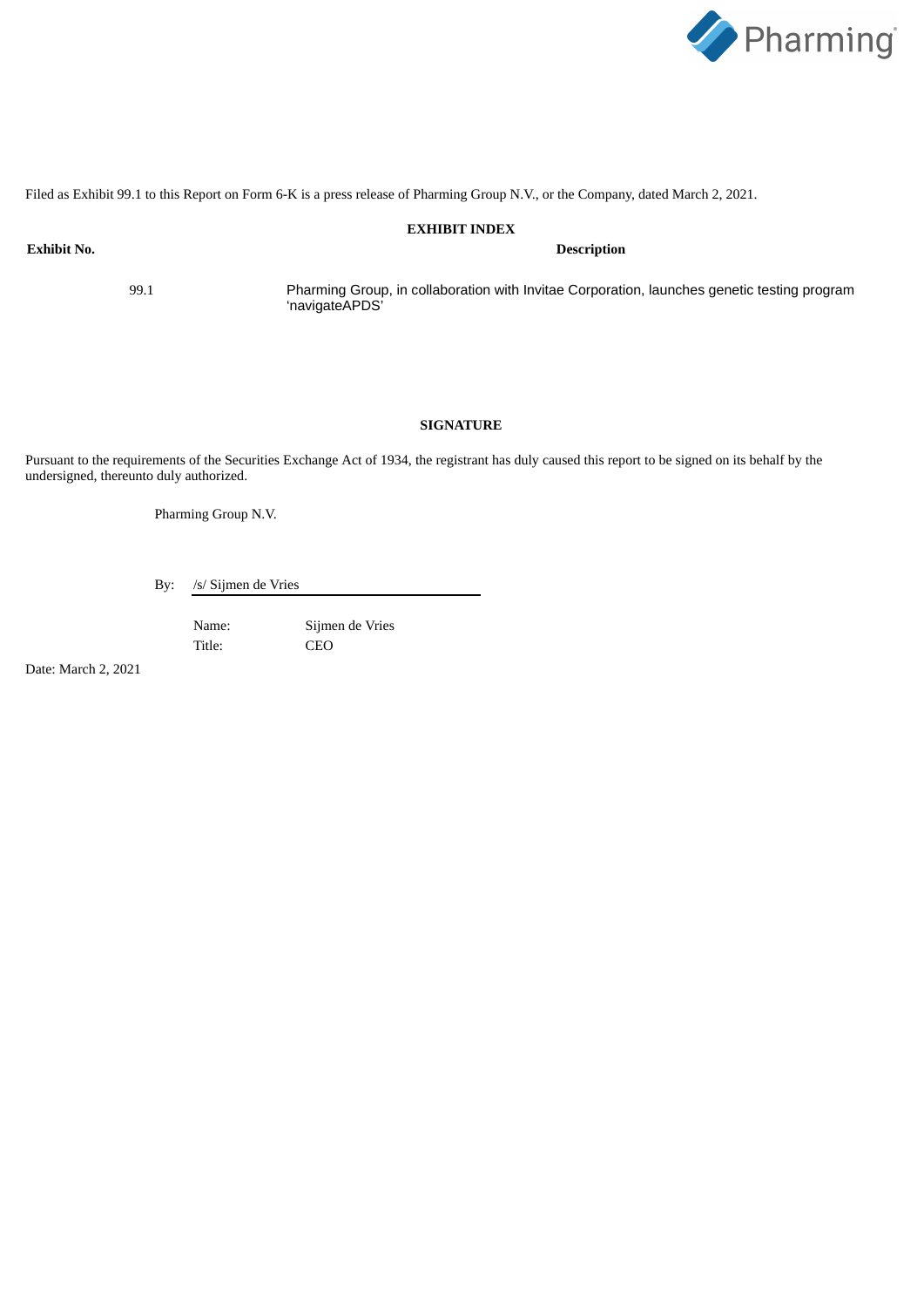Filed as Exhibit 99.1 to this Report on Form 6-K is a press release of Pharming Group N.V., or the Company, dated March 2, 2021.

**EXHIBIT INDEX**

| Exhibit No. | Description |
| --- | --- |
| 99.1 | Pharming Group, in collaboration with Invitae Corporation, launches genetic testing program 'navigateAPDS' |

**SIGNATURE**

Pursuant to the requirements of the Securities Exchange Act of 1934, the registrant has duly caused this report to be signed on its behalf by the undersigned, thereunto duly authorized.

Pharming Group N.V.

By: /s/ Sijmen de Vries

Name: Sijmen de Vries
Title: CEO

Date: March 2, 2021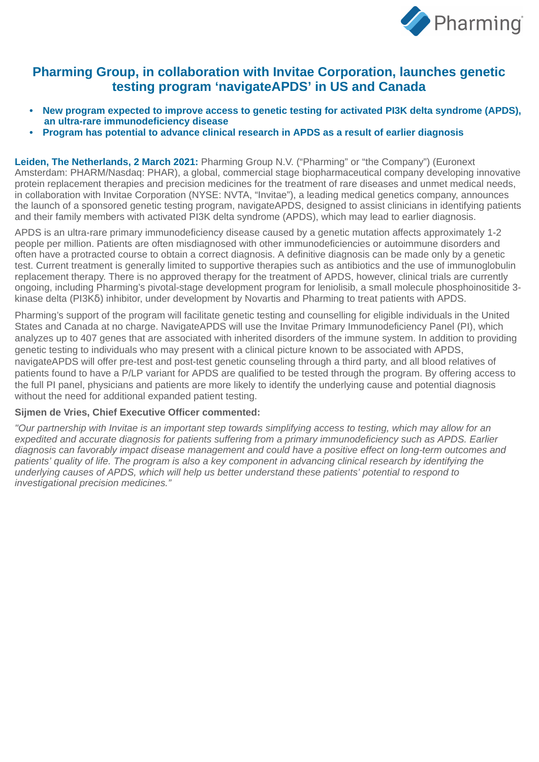# Pharming Group, in collaboration with Invitae Corporation, launches genetic testing program 'navigateAPDS' in US and Canada

- **New program expected to improve access to genetic testing for activated PI3K delta syndrome (APDS), an ultra-rare immunodeficiency disease**
- **Program has potential to advance clinical research in APDS as a result of earlier diagnosis**

**Leiden, The Netherlands, 2 March 2021:** Pharming Group N.V. ("Pharming" or "the Company") (Euronext Amsterdam: PHARM/Nasdaq: PHAR), a global, commercial stage biopharmaceutical company developing innovative protein replacement therapies and precision medicines for the treatment of rare diseases and unmet medical needs, in collaboration with Invitae Corporation (NYSE: NVTA, "Invitae"), a leading medical genetics company, announces the launch of a sponsored genetic testing program, navigateAPDS, designed to assist clinicians in identifying patients and their family members with activated PI3K delta syndrome (APDS), which may lead to earlier diagnosis.

APDS is an ultra-rare primary immunodeficiency disease caused by a genetic mutation affects approximately 1-2 people per million. Patients are often misdiagnosed with other immunodeficiencies or autoimmune disorders and often have a protracted course to obtain a correct diagnosis. A definitive diagnosis can be made only by a genetic test. Current treatment is generally limited to supportive therapies such as antibiotics and the use of immunoglobulin replacement therapy. There is no approved therapy for the treatment of APDS, however, clinical trials are currently ongoing, including Pharming's pivotal-stage development program for leniolisib, a small molecule phosphoinositide 3-kinase delta (PI3Kδ) inhibitor, under development by Novartis and Pharming to treat patients with APDS.

Pharming's support of the program will facilitate genetic testing and counselling for eligible individuals in the United States and Canada at no charge. NavigateAPDS will use the Invitae Primary Immunodeficiency Panel (PI), which analyzes up to 407 genes that are associated with inherited disorders of the immune system. In addition to providing genetic testing to individuals who may present with a clinical picture known to be associated with APDS, navigateAPDS will offer pre-test and post-test genetic counseling through a third party, and all blood relatives of patients found to have a P/LP variant for APDS are qualified to be tested through the program. By offering access to the full PI panel, physicians and patients are more likely to identify the underlying cause and potential diagnosis without the need for additional expanded patient testing.

**Sijmen de Vries, Chief Executive Officer commented:**

*"Our partnership with Invitae is an important step towards simplifying access to testing, which may allow for an expedited and accurate diagnosis for patients suffering from a primary immunodeficiency such as APDS. Earlier diagnosis can favorably impact disease management and could have a positive effect on long-term outcomes and patients' quality of life. The program is also a key component in advancing clinical research by identifying the underlying causes of APDS, which will help us better understand these patients' potential to respond to investigational precision medicines."*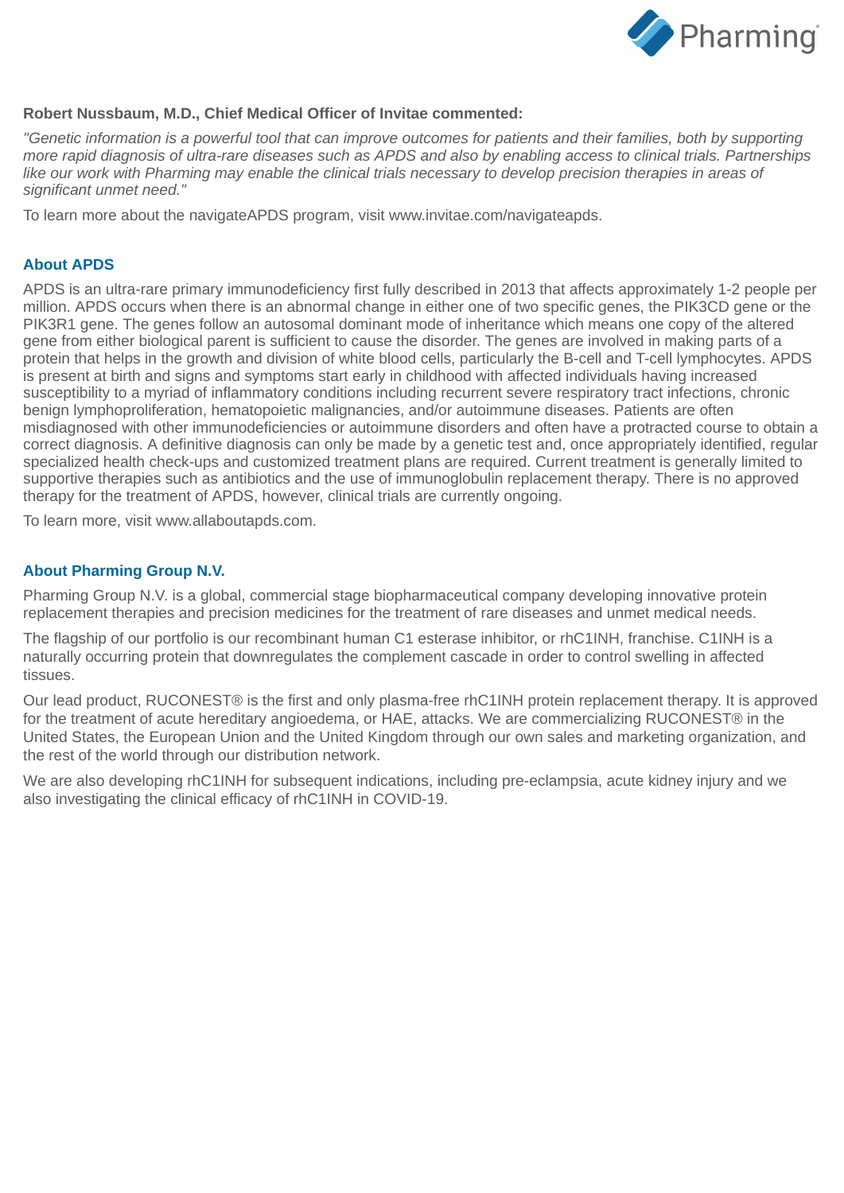**Robert Nussbaum, M.D., Chief Medical Officer of Invitae commented:**

*"Genetic information is a powerful tool that can improve outcomes for patients and their families, both by supporting more rapid diagnosis of ultra-rare diseases such as APDS and also by enabling access to clinical trials. Partnerships like our work with Pharming may enable the clinical trials necessary to develop precision therapies in areas of significant unmet need."*

To learn more about the navigateAPDS program, visit www.invitae.com/navigateapds.

## About APDS

APDS is an ultra-rare primary immunodeficiency first fully described in 2013 that affects approximately 1-2 people per million. APDS occurs when there is an abnormal change in either one of two specific genes, the PIK3CD gene or the PIK3R1 gene. The genes follow an autosomal dominant mode of inheritance which means one copy of the altered gene from either biological parent is sufficient to cause the disorder. The genes are involved in making parts of a protein that helps in the growth and division of white blood cells, particularly the B-cell and T-cell lymphocytes. APDS is present at birth and signs and symptoms start early in childhood with affected individuals having increased susceptibility to a myriad of inflammatory conditions including recurrent severe respiratory tract infections, chronic benign lymphoproliferation, hematopoietic malignancies, and/or autoimmune diseases. Patients are often misdiagnosed with other immunodeficiencies or autoimmune disorders and often have a protracted course to obtain a correct diagnosis. A definitive diagnosis can only be made by a genetic test and, once appropriately identified, regular specialized health check-ups and customized treatment plans are required. Current treatment is generally limited to supportive therapies such as antibiotics and the use of immunoglobulin replacement therapy. There is no approved therapy for the treatment of APDS, however, clinical trials are currently ongoing.

To learn more, visit www.allaboutapds.com.

## About Pharming Group N.V.

Pharming Group N.V. is a global, commercial stage biopharmaceutical company developing innovative protein replacement therapies and precision medicines for the treatment of rare diseases and unmet medical needs.

The flagship of our portfolio is our recombinant human C1 esterase inhibitor, or rhC1INH, franchise. C1INH is a naturally occurring protein that downregulates the complement cascade in order to control swelling in affected tissues.

Our lead product, RUCONEST® is the first and only plasma-free rhC1INH protein replacement therapy. It is approved for the treatment of acute hereditary angioedema, or HAE, attacks. We are commercializing RUCONEST® in the United States, the European Union and the United Kingdom through our own sales and marketing organization, and the rest of the world through our distribution network.

We are also developing rhC1INH for subsequent indications, including pre-eclampsia, acute kidney injury and we also investigating the clinical efficacy of rhC1INH in COVID-19.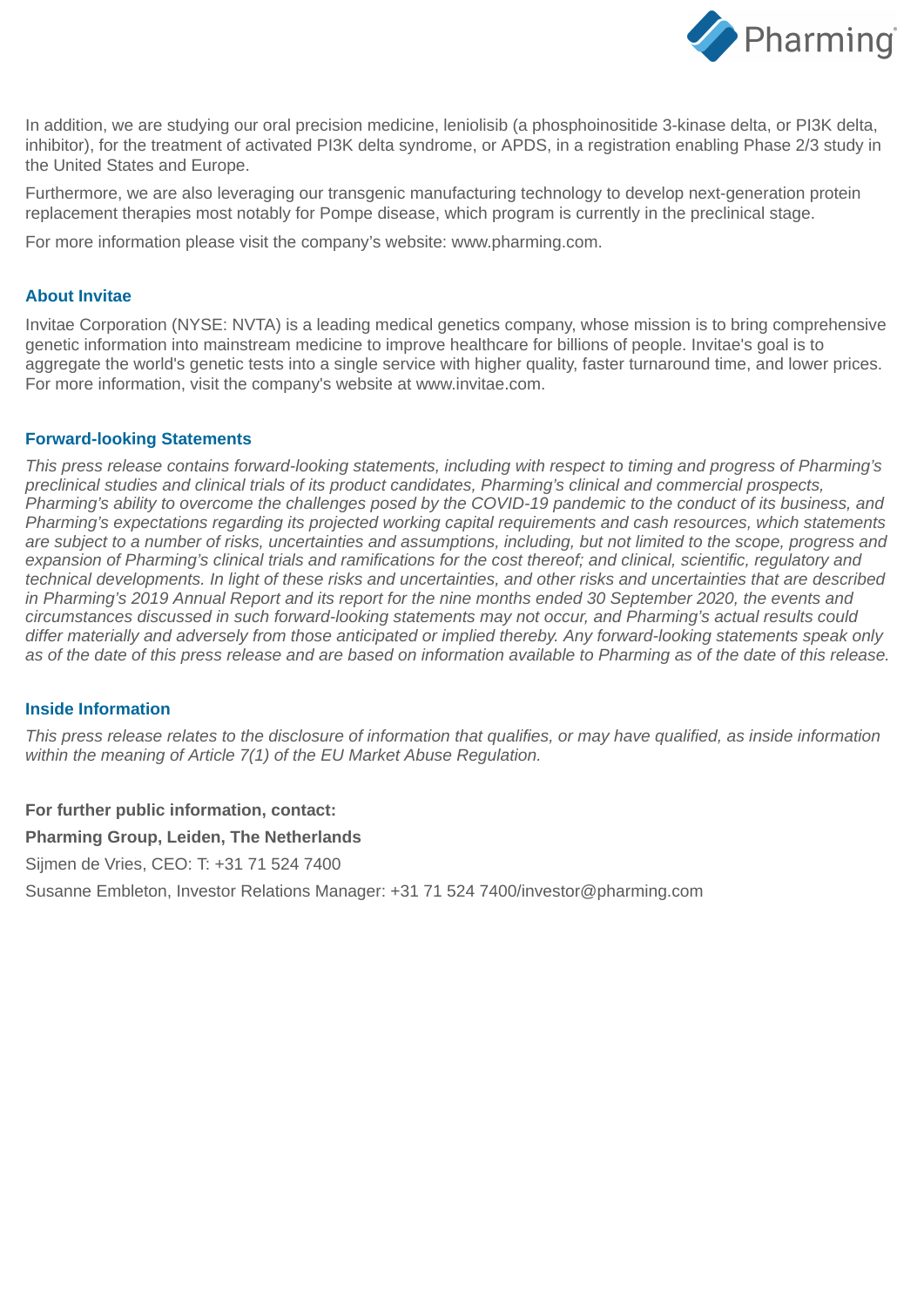In addition, we are studying our oral precision medicine, leniolisib (a phosphoinositide 3-kinase delta, or PI3K delta, inhibitor), for the treatment of activated PI3K delta syndrome, or APDS, in a registration enabling Phase 2/3 study in the United States and Europe.

Furthermore, we are also leveraging our transgenic manufacturing technology to develop next-generation protein replacement therapies most notably for Pompe disease, which program is currently in the preclinical stage.

For more information please visit the company's website: www.pharming.com.

## About Invitae

Invitae Corporation (NYSE: NVTA) is a leading medical genetics company, whose mission is to bring comprehensive genetic information into mainstream medicine to improve healthcare for billions of people. Invitae's goal is to aggregate the world's genetic tests into a single service with higher quality, faster turnaround time, and lower prices. For more information, visit the company's website at www.invitae.com.

## Forward-looking Statements

*This press release contains forward-looking statements, including with respect to timing and progress of Pharming's preclinical studies and clinical trials of its product candidates, Pharming's clinical and commercial prospects, Pharming's ability to overcome the challenges posed by the COVID-19 pandemic to the conduct of its business, and Pharming's expectations regarding its projected working capital requirements and cash resources, which statements are subject to a number of risks, uncertainties and assumptions, including, but not limited to the scope, progress and expansion of Pharming's clinical trials and ramifications for the cost thereof; and clinical, scientific, regulatory and technical developments. In light of these risks and uncertainties, and other risks and uncertainties that are described in Pharming's 2019 Annual Report and its report for the nine months ended 30 September 2020, the events and circumstances discussed in such forward-looking statements may not occur, and Pharming's actual results could differ materially and adversely from those anticipated or implied thereby. Any forward-looking statements speak only as of the date of this press release and are based on information available to Pharming as of the date of this release.*

## Inside Information

*This press release relates to the disclosure of information that qualifies, or may have qualified, as inside information within the meaning of Article 7(1) of the EU Market Abuse Regulation.*

**For further public information, contact:**

**Pharming Group, Leiden, The Netherlands**

Sijmen de Vries, CEO: T: +31 71 524 7400

Susanne Embleton, Investor Relations Manager: +31 71 524 7400/investor@pharming.com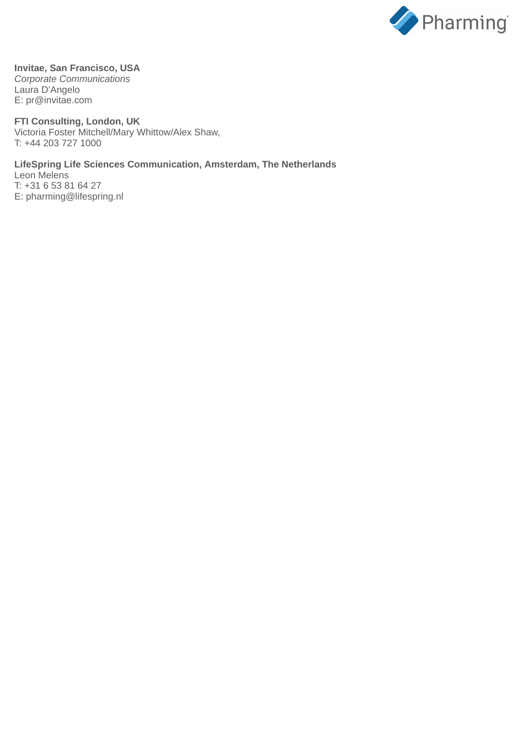**Invitae, San Francisco, USA**
*Corporate Communications*
Laura D'Angelo
E: pr@invitae.com

**FTI Consulting, London, UK**
Victoria Foster Mitchell/Mary Whittow/Alex Shaw,
T: +44 203 727 1000

**LifeSpring Life Sciences Communication, Amsterdam, The Netherlands**
Leon Melens
T: +31 6 53 81 64 27
E: pharming@lifespring.nl